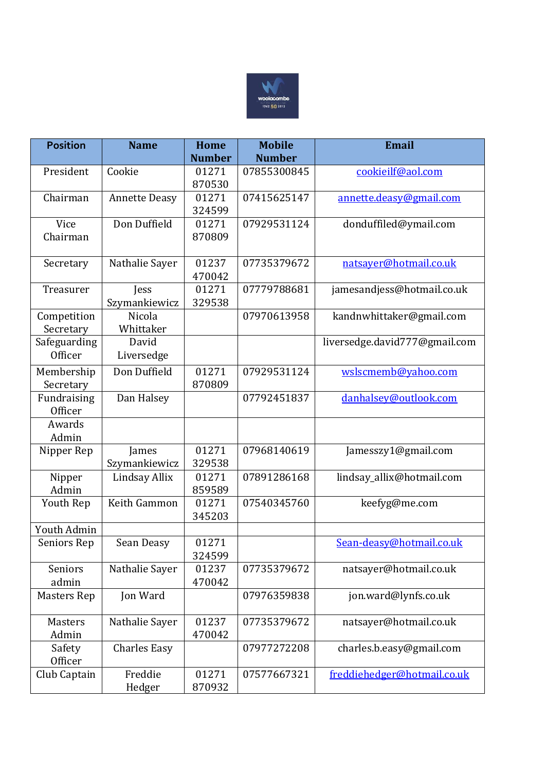| Position | Name | Home Number | Mobile Number | Email |
|---|---|---|---|---|
| President | Cookie | 01271 870530 | 07855300845 | cookieilf@aol.com |
| Chairman | Annette Deasy | 01271 324599 | 07415625147 | annette.deasy@gmail.com |
| Vice Chairman | Don Duffield | 01271 870809 | 07929531124 | donduffiled@ymail.com |
| Secretary | Nathalie Sayer | 01237 470042 | 07735379672 | natsayer@hotmail.co.uk |
| Treasurer | Jess Szymankiewicz | 01271 329538 | 07779788681 | jamesandjess@hotmail.co.uk |
| Competition Secretary | Nicola Whittaker | | 07970613958 | kandnwhittaker@gmail.com |
| Safeguarding Officer | David Liversedge | | | liversedge.david777@gmail.com |
| Membership Secretary | Don Duffield | 01271 870809 | 07929531124 | wslscmemb@yahoo.com |
| Fundraising Officer | Dan Halsey | | 07792451837 | danhalsey@outlook.com |
| Awards Admin | | | | |
| Nipper Rep | James Szymankiewicz | 01271 329538 | 07968140619 | Jamesszy1@gmail.com |
| Nipper Admin | Lindsay Allix | 01271 859589 | 07891286168 | lindsay_allix@hotmail.com |
| Youth Rep | Keith Gammon | 01271 345203 | 07540345760 | keefyg@me.com |
| Youth Admin | | | | |
| Seniors Rep | Sean Deasy | 01271 324599 | | Sean-deasy@hotmail.co.uk |
| Seniors admin | Nathalie Sayer | 01237 470042 | 07735379672 | natsayer@hotmail.co.uk |
| Masters Rep | Jon Ward | | 07976359838 | jon.ward@lynfs.co.uk |
| Masters Admin | Nathalie Sayer | 01237 470042 | 07735379672 | natsayer@hotmail.co.uk |
| Safety Officer | Charles Easy | | 07977272208 | charles.b.easy@gmail.com |
| Club Captain | Freddie Hedger | 01271 870932 | 07577667321 | freddiehedger@hotmail.co.uk |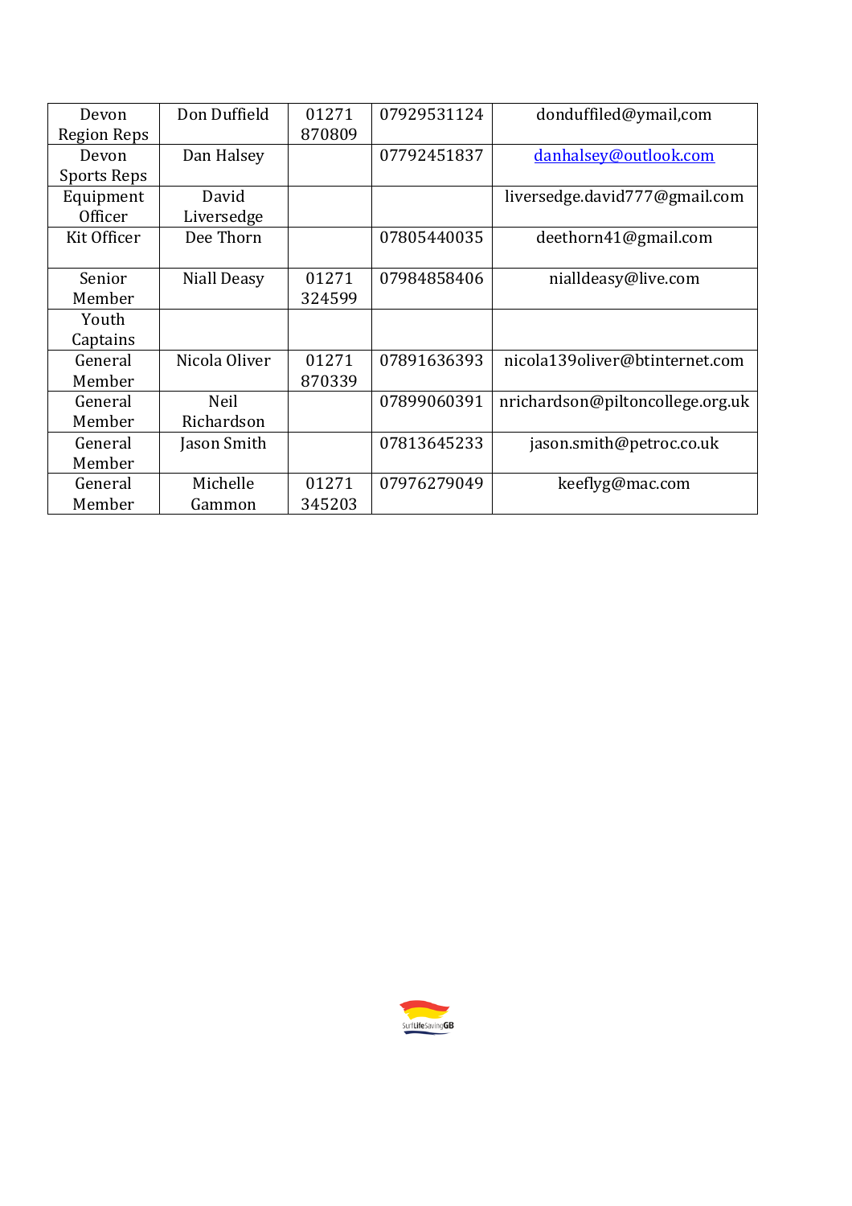| | | | | |
|---|---|---|---|---|
| Devon Region Reps | Don Duffield | 01271 870809 | 07929531124 | donduffiled@ymail,com |
| Devon Sports Reps | Dan Halsey | | 07792451837 | danhalsey@outlook.com |
| Equipment Officer | David Liversedge | | | liversedge.david777@gmail.com |
| Kit Officer | Dee Thorn | | 07805440035 | deethorn41@gmail.com |
| Senior Member | Niall Deasy | 01271 324599 | 07984858406 | nialldeasy@live.com |
| Youth Captains | | | | |
| General Member | Nicola Oliver | 01271 870339 | 07891636393 | nicola139oliver@btinternet.com |
| General Member | Neil Richardson | | 07899060391 | nrichardson@piltoncollege.org.uk |
| General Member | Jason Smith | | 07813645233 | jason.smith@petroc.co.uk |
| General Member | Michelle Gammon | 01271 345203 | 07976279049 | keeflyg@mac.com |

SurfLifeSavingGB